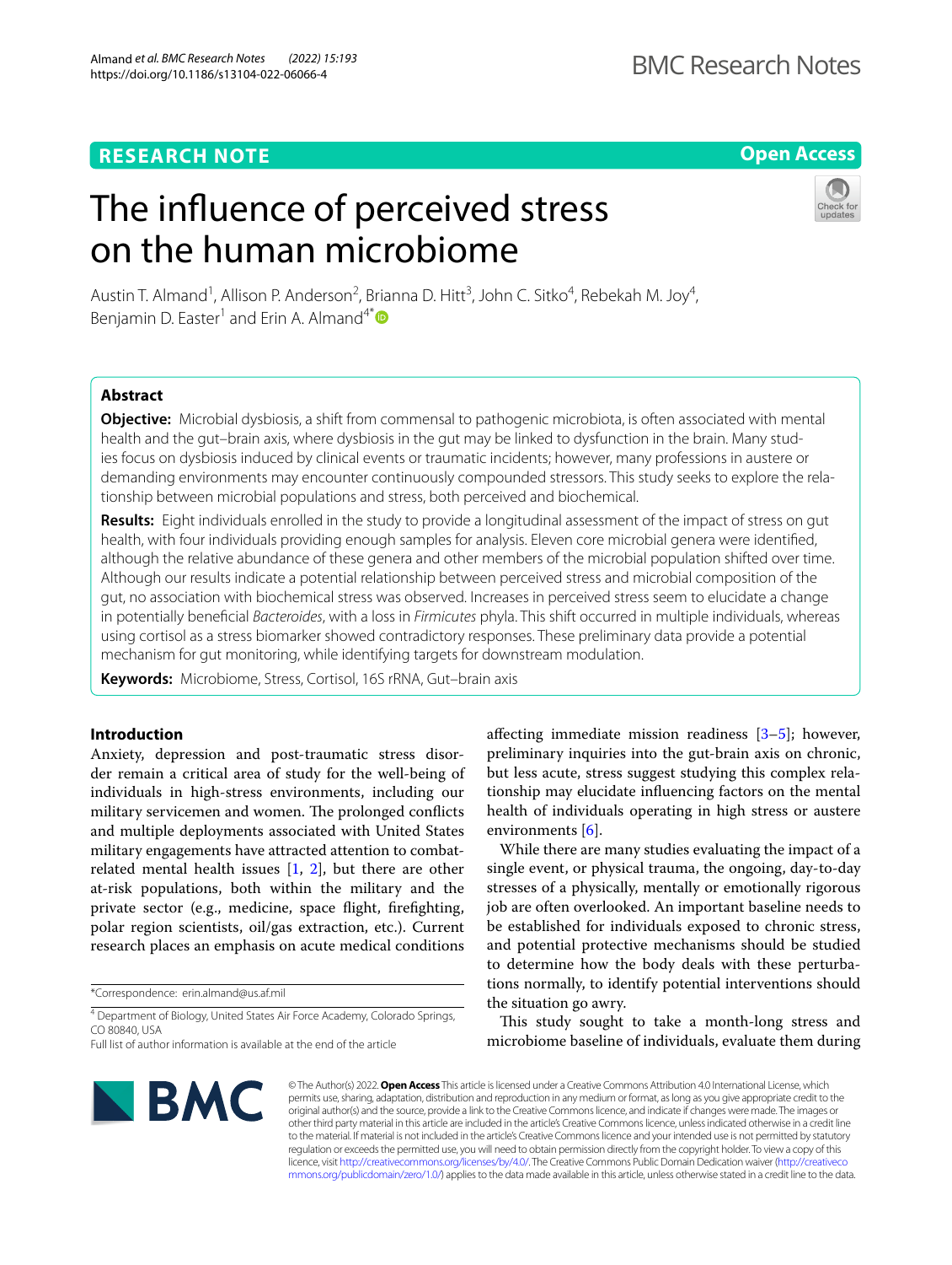RESEARCH NOTE

Open Access

# The influence of perceived stress on the human microbiome

Austin T. Almand[1], Allison P. Anderson[2], Brianna D. Hitt[3], John C. Sitko[4], Rebekah M. Joy[4], Benjamin D. Easter[1] and Erin A. Almand[4*]

## Abstract

**Objective:** Microbial dysbiosis, a shift from commensal to pathogenic microbiota, is often associated with mental health and the gut–brain axis, where dysbiosis in the gut may be linked to dysfunction in the brain. Many studies focus on dysbiosis induced by clinical events or traumatic incidents; however, many professions in austere or demanding environments may encounter continuously compounded stressors. This study seeks to explore the relationship between microbial populations and stress, both perceived and biochemical.

**Results:** Eight individuals enrolled in the study to provide a longitudinal assessment of the impact of stress on gut health, with four individuals providing enough samples for analysis. Eleven core microbial genera were identified, although the relative abundance of these genera and other members of the microbial population shifted over time. Although our results indicate a potential relationship between perceived stress and microbial composition of the gut, no association with biochemical stress was observed. Increases in perceived stress seem to elucidate a change in potentially beneficial *Bacteroides*, with a loss in *Firmicutes* phyla. This shift occurred in multiple individuals, whereas using cortisol as a stress biomarker showed contradictory responses. These preliminary data provide a potential mechanism for gut monitoring, while identifying targets for downstream modulation.

**Keywords:** Microbiome, Stress, Cortisol, 16S rRNA, Gut–brain axis

## Introduction

Anxiety, depression and post-traumatic stress disorder remain a critical area of study for the well-being of individuals in high-stress environments, including our military servicemen and women. The prolonged conflicts and multiple deployments associated with United States military engagements have attracted attention to combat-related mental health issues [1, 2], but there are other at-risk populations, both within the military and the private sector (e.g., medicine, space flight, firefighting, polar region scientists, oil/gas extraction, etc.). Current research places an emphasis on acute medical conditions affecting immediate mission readiness [3–5]; however, preliminary inquiries into the gut-brain axis on chronic, but less acute, stress suggest studying this complex relationship may elucidate influencing factors on the mental health of individuals operating in high stress or austere environments [6].

While there are many studies evaluating the impact of a single event, or physical trauma, the ongoing, day-to-day stresses of a physically, mentally or emotionally rigorous job are often overlooked. An important baseline needs to be established for individuals exposed to chronic stress, and potential protective mechanisms should be studied to determine how the body deals with these perturbations normally, to identify potential interventions should the situation go awry.

This study sought to take a month-long stress and microbiome baseline of individuals, evaluate them during

*Correspondence: erin.almand@us.af.mil

[4] Department of Biology, United States Air Force Academy, Colorado Springs, CO 80840, USA

Full list of author information is available at the end of the article

© The Author(s) 2022. **Open Access** This article is licensed under a Creative Commons Attribution 4.0 International License, which permits use, sharing, adaptation, distribution and reproduction in any medium or format, as long as you give appropriate credit to the original author(s) and the source, provide a link to the Creative Commons licence, and indicate if changes were made. The images or other third party material in this article are included in the article's Creative Commons licence, unless indicated otherwise in a credit line to the material. If material is not included in the article's Creative Commons licence and your intended use is not permitted by statutory regulation or exceeds the permitted use, you will need to obtain permission directly from the copyright holder. To view a copy of this licence, visit http://creativecommons.org/licenses/by/4.0/. The Creative Commons Public Domain Dedication waiver (http://creativecommons.org/publicdomain/zero/1.0/) applies to the data made available in this article, unless otherwise stated in a credit line to the data.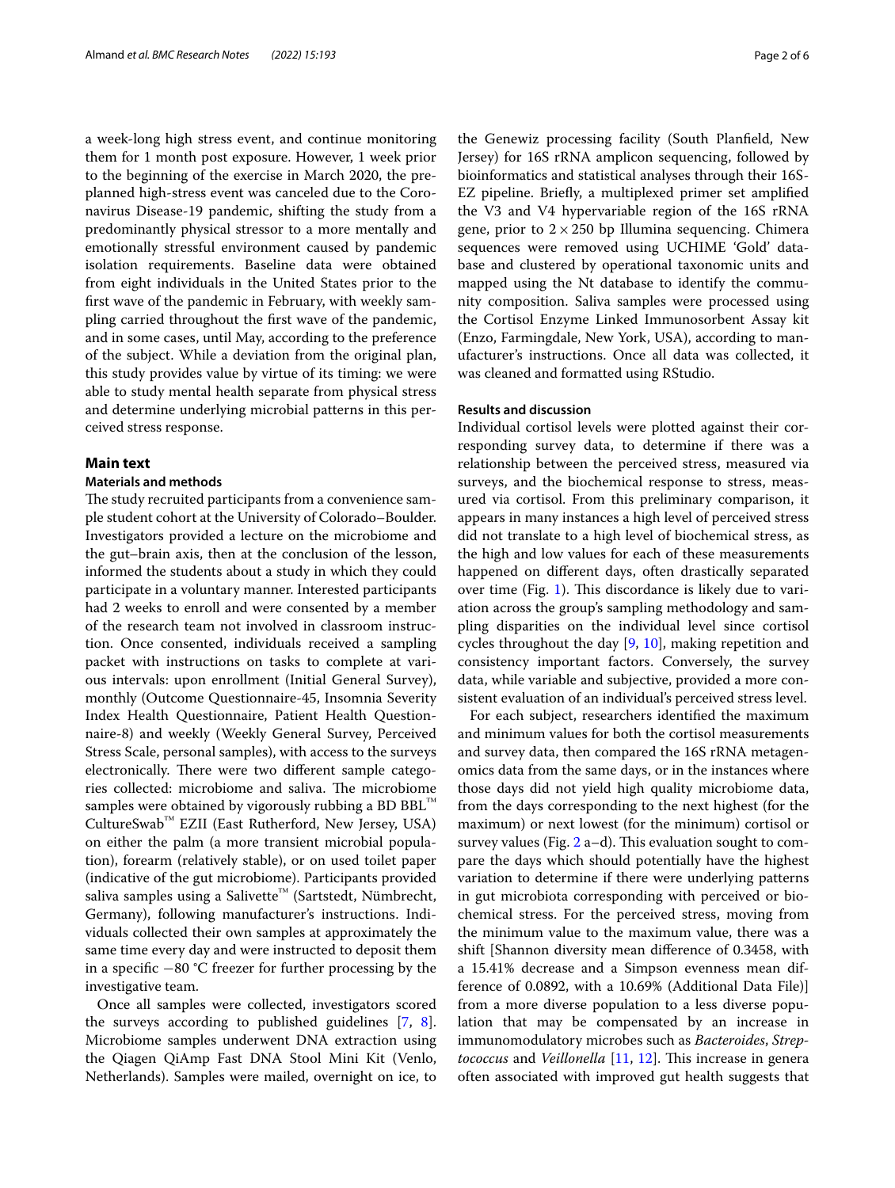a week-long high stress event, and continue monitoring them for 1 month post exposure. However, 1 week prior to the beginning of the exercise in March 2020, the preplanned high-stress event was canceled due to the Coronavirus Disease-19 pandemic, shifting the study from a predominantly physical stressor to a more mentally and emotionally stressful environment caused by pandemic isolation requirements. Baseline data were obtained from eight individuals in the United States prior to the first wave of the pandemic in February, with weekly sampling carried throughout the first wave of the pandemic, and in some cases, until May, according to the preference of the subject. While a deviation from the original plan, this study provides value by virtue of its timing: we were able to study mental health separate from physical stress and determine underlying microbial patterns in this perceived stress response.

## Main text

### Materials and methods

The study recruited participants from a convenience sample student cohort at the University of Colorado–Boulder. Investigators provided a lecture on the microbiome and the gut–brain axis, then at the conclusion of the lesson, informed the students about a study in which they could participate in a voluntary manner. Interested participants had 2 weeks to enroll and were consented by a member of the research team not involved in classroom instruction. Once consented, individuals received a sampling packet with instructions on tasks to complete at various intervals: upon enrollment (Initial General Survey), monthly (Outcome Questionnaire-45, Insomnia Severity Index Health Questionnaire, Patient Health Questionnaire-8) and weekly (Weekly General Survey, Perceived Stress Scale, personal samples), with access to the surveys electronically. There were two different sample categories collected: microbiome and saliva. The microbiome samples were obtained by vigorously rubbing a BD BBL™ CultureSwab™ EZII (East Rutherford, New Jersey, USA) on either the palm (a more transient microbial population), forearm (relatively stable), or on used toilet paper (indicative of the gut microbiome). Participants provided saliva samples using a Salivette™ (Sartstedt, Nümbrecht, Germany), following manufacturer's instructions. Individuals collected their own samples at approximately the same time every day and were instructed to deposit them in a specific −80 °C freezer for further processing by the investigative team.

Once all samples were collected, investigators scored the surveys according to published guidelines [7, 8]. Microbiome samples underwent DNA extraction using the Qiagen QiAmp Fast DNA Stool Mini Kit (Venlo, Netherlands). Samples were mailed, overnight on ice, to the Genewiz processing facility (South Planfield, New Jersey) for 16S rRNA amplicon sequencing, followed by bioinformatics and statistical analyses through their 16S-EZ pipeline. Briefly, a multiplexed primer set amplified the V3 and V4 hypervariable region of the 16S rRNA gene, prior to $2 \times 250$ bp Illumina sequencing. Chimera sequences were removed using UCHIME 'Gold' database and clustered by operational taxonomic units and mapped using the Nt database to identify the community composition. Saliva samples were processed using the Cortisol Enzyme Linked Immunosorbent Assay kit (Enzo, Farmingdale, New York, USA), according to manufacturer's instructions. Once all data was collected, it was cleaned and formatted using RStudio.

### Results and discussion

Individual cortisol levels were plotted against their corresponding survey data, to determine if there was a relationship between the perceived stress, measured via surveys, and the biochemical response to stress, measured via cortisol. From this preliminary comparison, it appears in many instances a high level of perceived stress did not translate to a high level of biochemical stress, as the high and low values for each of these measurements happened on different days, often drastically separated over time (Fig. 1). This discordance is likely due to variation across the group's sampling methodology and sampling disparities on the individual level since cortisol cycles throughout the day [9, 10], making repetition and consistency important factors. Conversely, the survey data, while variable and subjective, provided a more consistent evaluation of an individual's perceived stress level.

For each subject, researchers identified the maximum and minimum values for both the cortisol measurements and survey data, then compared the 16S rRNA metagenomics data from the same days, or in the instances where those days did not yield high quality microbiome data, from the days corresponding to the next highest (for the maximum) or next lowest (for the minimum) cortisol or survey values (Fig. 2 a–d). This evaluation sought to compare the days which should potentially have the highest variation to determine if there were underlying patterns in gut microbiota corresponding with perceived or biochemical stress. For the perceived stress, moving from the minimum value to the maximum value, there was a shift [Shannon diversity mean difference of 0.3458, with a 15.41% decrease and a Simpson evenness mean difference of 0.0892, with a 10.69% (Additional Data File)] from a more diverse population to a less diverse population that may be compensated by an increase in immunomodulatory microbes such as *Bacteroides*, *Streptococcus* and *Veillonella* [11, 12]. This increase in genera often associated with improved gut health suggests that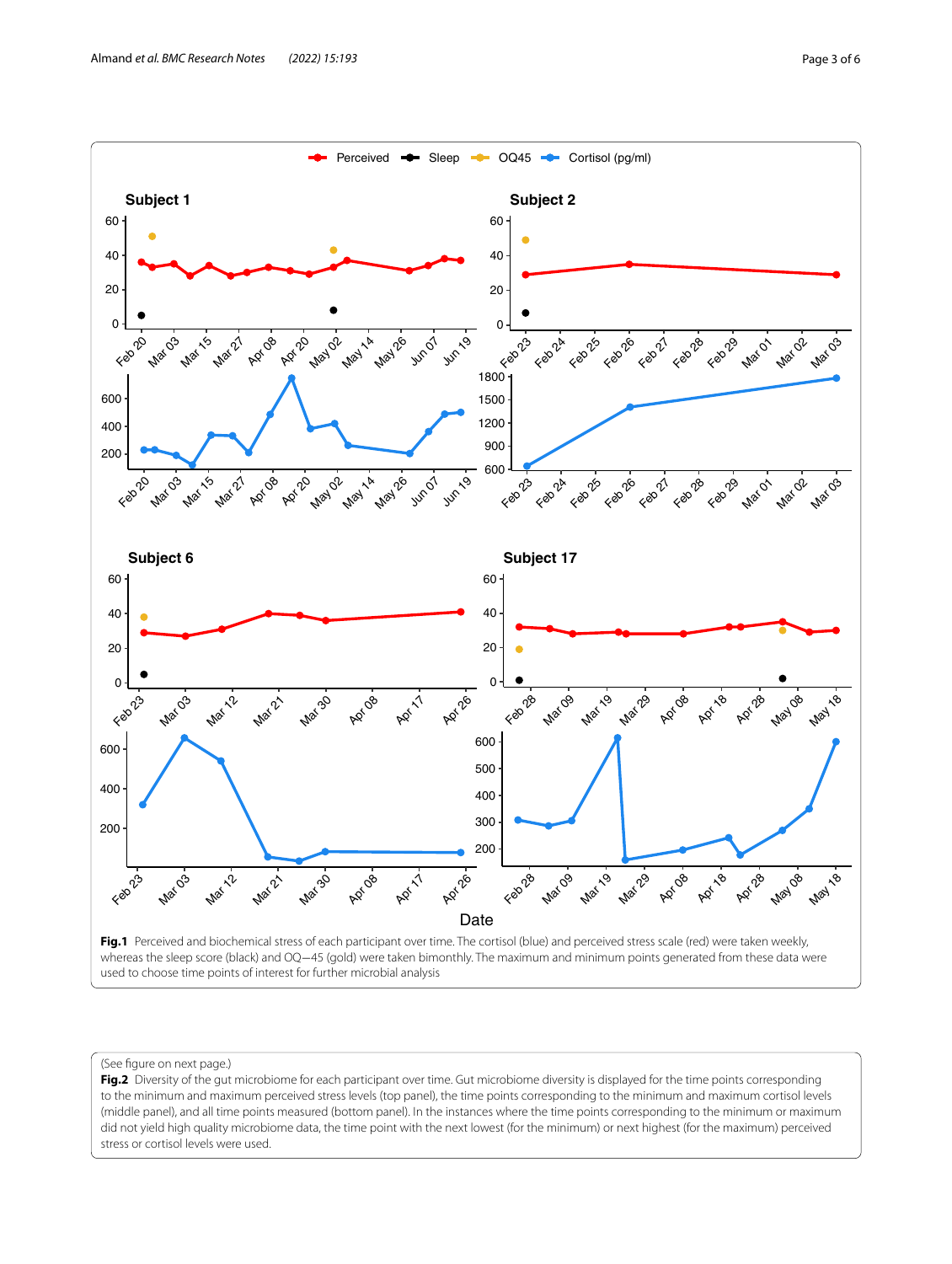**Fig. 1** Perceived and biochemical stress of each participant over time. The cortisol (blue) and perceived stress scale (red) were taken weekly, whereas the sleep score (black) and OQ—45 (gold) were taken bimonthly. The maximum and minimum points generated from these data were used to choose time points of interest for further microbial analysis

(See figure on next page.)

**Fig. 2** Diversity of the gut microbiome for each participant over time. Gut microbiome diversity is displayed for the time points corresponding to the minimum and maximum perceived stress levels (top panel), the time points corresponding to the minimum and maximum cortisol levels (middle panel), and all time points measured (bottom panel). In the instances where the time points corresponding to the minimum or maximum did not yield high quality microbiome data, the time point with the next lowest (for the minimum) or next highest (for the maximum) perceived stress or cortisol levels were used.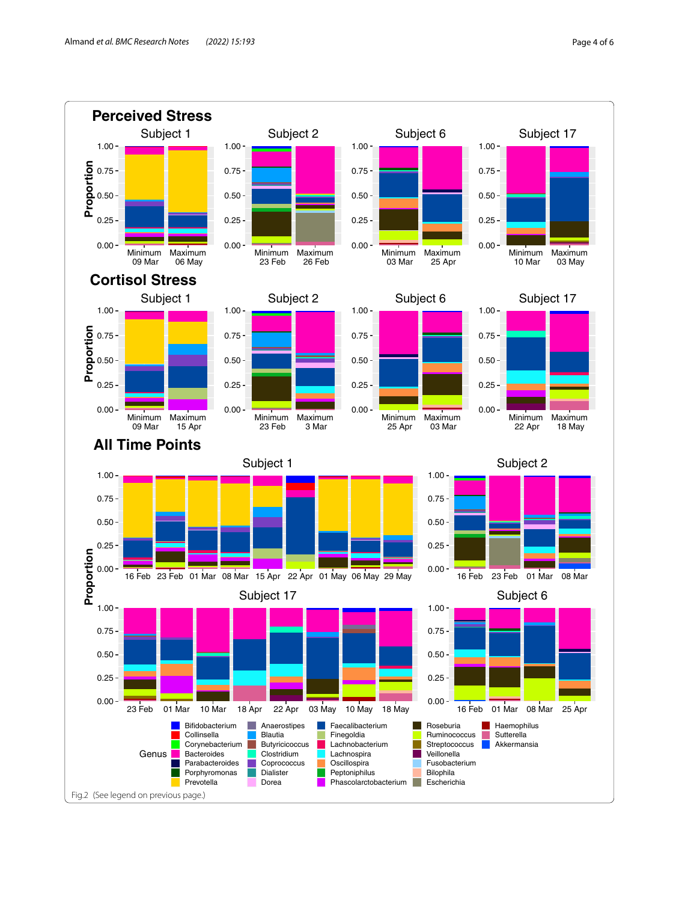Fig. 2 (See legend on previous page.)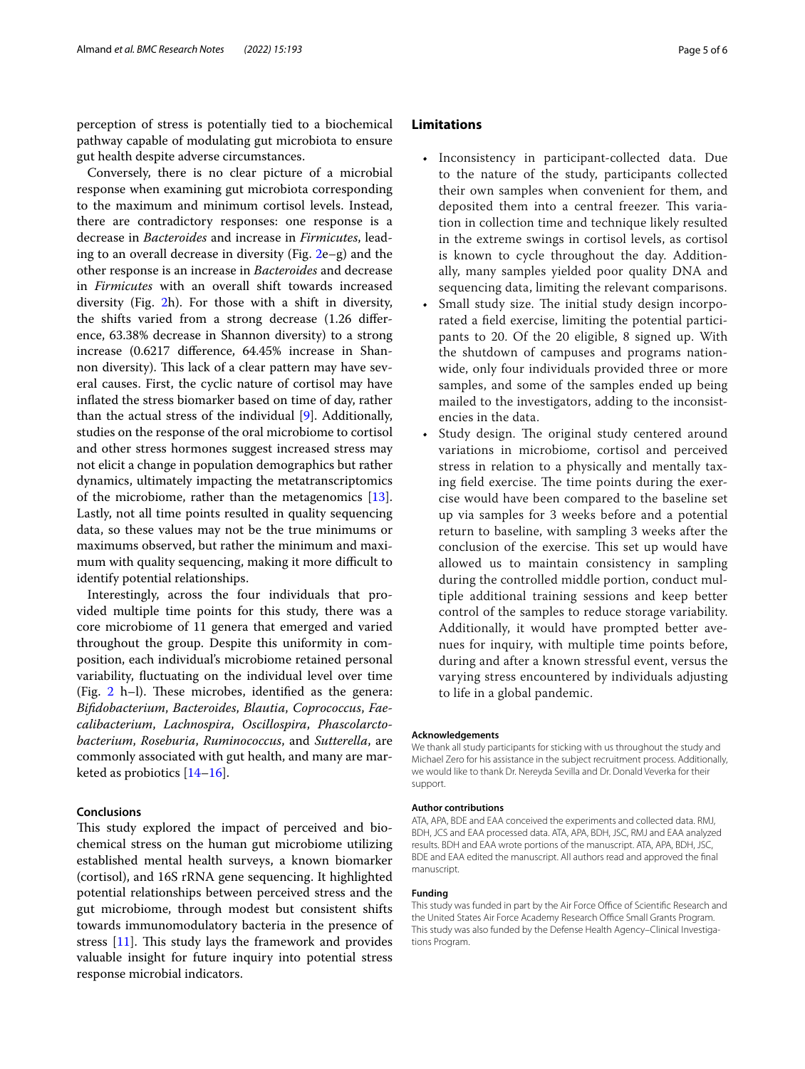perception of stress is potentially tied to a biochemical pathway capable of modulating gut microbiota to ensure gut health despite adverse circumstances.

Conversely, there is no clear picture of a microbial response when examining gut microbiota corresponding to the maximum and minimum cortisol levels. Instead, there are contradictory responses: one response is a decrease in *Bacteroides* and increase in *Firmicutes*, leading to an overall decrease in diversity (Fig. 2e–g) and the other response is an increase in *Bacteroides* and decrease in *Firmicutes* with an overall shift towards increased diversity (Fig. 2h). For those with a shift in diversity, the shifts varied from a strong decrease (1.26 difference, 63.38% decrease in Shannon diversity) to a strong increase (0.6217 difference, 64.45% increase in Shannon diversity). This lack of a clear pattern may have several causes. First, the cyclic nature of cortisol may have inflated the stress biomarker based on time of day, rather than the actual stress of the individual [9]. Additionally, studies on the response of the oral microbiome to cortisol and other stress hormones suggest increased stress may not elicit a change in population demographics but rather dynamics, ultimately impacting the metatranscriptomics of the microbiome, rather than the metagenomics [13]. Lastly, not all time points resulted in quality sequencing data, so these values may not be the true minimums or maximums observed, but rather the minimum and maximum with quality sequencing, making it more difficult to identify potential relationships.

Interestingly, across the four individuals that provided multiple time points for this study, there was a core microbiome of 11 genera that emerged and varied throughout the group. Despite this uniformity in composition, each individual's microbiome retained personal variability, fluctuating on the individual level over time (Fig. 2 h–l). These microbes, identified as the genera: *Bifidobacterium*, *Bacteroides*, *Blautia*, *Coprococcus*, *Faecalibacterium*, *Lachnospira*, *Oscillospira*, *Phascolarctobacterium*, *Roseburia*, *Ruminococcus*, and *Sutterella*, are commonly associated with gut health, and many are marketed as probiotics [14–16].

## Conclusions

This study explored the impact of perceived and biochemical stress on the human gut microbiome utilizing established mental health surveys, a known biomarker (cortisol), and 16S rRNA gene sequencing. It highlighted potential relationships between perceived stress and the gut microbiome, through modest but consistent shifts towards immunomodulatory bacteria in the presence of stress [11]. This study lays the framework and provides valuable insight for future inquiry into potential stress response microbial indicators.

## Limitations

- Inconsistency in participant-collected data. Due to the nature of the study, participants collected their own samples when convenient for them, and deposited them into a central freezer. This variation in collection time and technique likely resulted in the extreme swings in cortisol levels, as cortisol is known to cycle throughout the day. Additionally, many samples yielded poor quality DNA and sequencing data, limiting the relevant comparisons.
- Small study size. The initial study design incorporated a field exercise, limiting the potential participants to 20. Of the 20 eligible, 8 signed up. With the shutdown of campuses and programs nationwide, only four individuals provided three or more samples, and some of the samples ended up being mailed to the investigators, adding to the inconsistencies in the data.
- Study design. The original study centered around variations in microbiome, cortisol and perceived stress in relation to a physically and mentally taxing field exercise. The time points during the exercise would have been compared to the baseline set up via samples for 3 weeks before and a potential return to baseline, with sampling 3 weeks after the conclusion of the exercise. This set up would have allowed us to maintain consistency in sampling during the controlled middle portion, conduct multiple additional training sessions and keep better control of the samples to reduce storage variability. Additionally, it would have prompted better avenues for inquiry, with multiple time points before, during and after a known stressful event, versus the varying stress encountered by individuals adjusting to life in a global pandemic.

### Acknowledgements

We thank all study participants for sticking with us throughout the study and Michael Zero for his assistance in the subject recruitment process. Additionally, we would like to thank Dr. Nereyda Sevilla and Dr. Donald Veverka for their support.

### Author contributions

ATA, APA, BDE and EAA conceived the experiments and collected data. RMJ, BDH, JCS and EAA processed data. ATA, APA, BDH, JSC, RMJ and EAA analyzed results. BDH and EAA wrote portions of the manuscript. ATA, APA, BDH, JSC, BDE and EAA edited the manuscript. All authors read and approved the final manuscript.

### Funding

This study was funded in part by the Air Force Office of Scientific Research and the United States Air Force Academy Research Office Small Grants Program. This study was also funded by the Defense Health Agency–Clinical Investigations Program.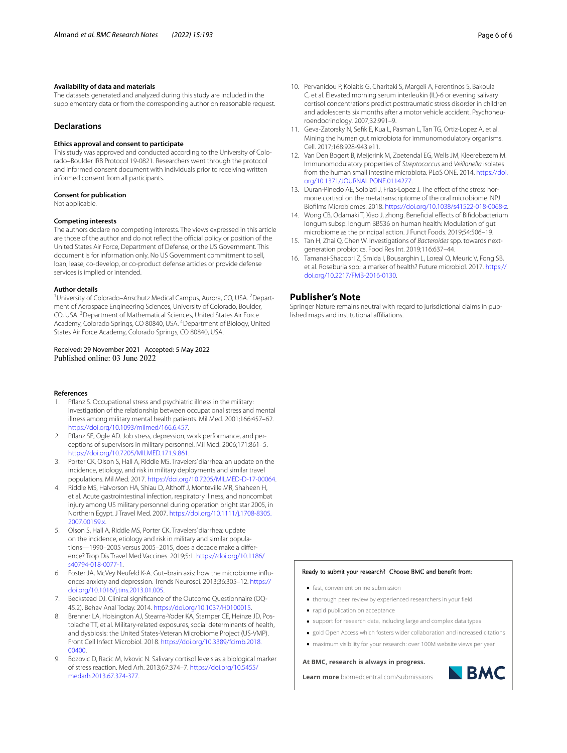### Availability of data and materials

The datasets generated and analyzed during this study are included in the supplementary data or from the corresponding author on reasonable request.

## Declarations

### Ethics approval and consent to participate

This study was approved and conducted according to the University of Colorado–Boulder IRB Protocol 19-0821. Researchers went through the protocol and informed consent document with individuals prior to receiving written informed consent from all participants.

### Consent for publication

Not applicable.

### Competing interests

The authors declare no competing interests. The views expressed in this article are those of the author and do not reflect the official policy or position of the United States Air Force, Department of Defense, or the US Government. This document is for information only. No US Government commitment to sell, loan, lease, co-develop, or co-product defense articles or provide defense services is implied or intended.

### Author details

[1]University of Colorado–Anschutz Medical Campus, Aurora, CO, USA. [2]Department of Aerospace Engineering Sciences, University of Colorado, Boulder, CO, USA. [3]Department of Mathematical Sciences, United States Air Force Academy, Colorado Springs, CO 80840, USA. [4]Department of Biology, United States Air Force Academy, Colorado Springs, CO 80840, USA.

Received: 29 November 2021 Accepted: 5 May 2022
Published online: 03 June 2022

### References

1. Pflanz S. Occupational stress and psychiatric illness in the military: investigation of the relationship between occupational stress and mental illness among military mental health patients. Mil Med. 2001;166:457–62. https://doi.org/10.1093/milmed/166.6.457.
2. Pflanz SE, Ogle AD. Job stress, depression, work performance, and perceptions of supervisors in military personnel. Mil Med. 2006;171:861–5. https://doi.org/10.7205/MILMED.171.9.861.
3. Porter CK, Olson S, Hall A, Riddle MS. Travelers' diarrhea: an update on the incidence, etiology, and risk in military deployments and similar travel populations. Mil Med. 2017. https://doi.org/10.7205/MILMED-D-17-00064.
4. Riddle MS, Halvorson HA, Shiau D, Althoff J, Monteville MR, Shaheen H, et al. Acute gastrointestinal infection, respiratory illness, and noncombat injury among US military personnel during operation bright star 2005, in Northern Egypt. J Travel Med. 2007. https://doi.org/10.1111/j.1708-8305.2007.00159.x.
5. Olson S, Hall A, Riddle MS, Porter CK. Travelers' diarrhea: update on the incidence, etiology and risk in military and similar populations—1990–2005 versus 2005–2015, does a decade make a difference? Trop Dis Travel Med Vaccines. 2019;5:1. https://doi.org/10.1186/s40794-018-0077-1.
6. Foster JA, McVey Neufeld K-A. Gut–brain axis: how the microbiome influences anxiety and depression. Trends Neurosci. 2013;36:305–12. https://doi.org/10.1016/j.tins.2013.01.005.
7. Beckstead DJ. Clinical significance of the Outcome Questionnaire (OQ-45.2). Behav Anal Today. 2014. https://doi.org/10.1037/H0100015.
8. Brenner LA, Hoisington AJ, Stearns-Yoder KA, Stamper CE, Heinze JD, Postolache TT, et al. Military-related exposures, social determinants of health, and dysbiosis: the United States-Veteran Microbiome Project (US-VMP). Front Cell Infect Microbiol. 2018. https://doi.org/10.3389/fcimb.2018.00400.
9. Bozovic D, Racic M, Ivkovic N. Salivary cortisol levels as a biological marker of stress reaction. Med Arh. 2013;67:374–7. https://doi.org/10.5455/medarh.2013.67.374-377.
10. Pervanidou P, Kolaitis G, Charitaki S, Margeli A, Ferentinos S, Bakoula C, et al. Elevated morning serum interleukin (IL)-6 or evening salivary cortisol concentrations predict posttraumatic stress disorder in children and adolescents six months after a motor vehicle accident. Psychoneuroendocrinology. 2007;32:991–9.
11. Geva-Zatorsky N, Sefik E, Kua L, Pasman L, Tan TG, Ortiz-Lopez A, et al. Mining the human gut microbiota for immunomodulatory organisms. Cell. 2017;168:928-943.e11.
12. Van Den Bogert B, Meijerink M, Zoetendal EG, Wells JM, Kleerebezem M. Immunomodulatory properties of *Streptococcus* and *Veillonella* isolates from the human small intestine microbiota. PLoS ONE. 2014. https://doi.org/10.1371/JOURNAL.PONE.0114277.
13. Duran-Pinedo AE, Solbiati J, Frias-Lopez J. The effect of the stress hormone cortisol on the metatranscriptome of the oral microbiome. NPJ Biofilms Microbiomes. 2018. https://doi.org/10.1038/s41522-018-0068-z.
14. Wong CB, Odamaki T, Xiao J, zhong. Beneficial effects of Bifidobacterium longum subsp. longum BB536 on human health: Modulation of gut microbiome as the principal action. J Funct Foods. 2019;54:506–19.
15. Tan H, Zhai Q, Chen W. Investigations of *Bacteroides* spp. towards next-generation probiotics. Food Res Int. 2019;116:637–44.
16. Tamanai-Shacoori Z, Smida I, Bousarghin L, Loreal O, Meuric V, Fong SB, et al. Roseburia spp.: a marker of health? Future microbiol. 2017. https://doi.org/10.2217/FMB-2016-0130.

## Publisher's Note

Springer Nature remains neutral with regard to jurisdictional claims in published maps and institutional affiliations.

Ready to submit your research? Choose BMC and benefit from:

- fast, convenient online submission
- thorough peer review by experienced researchers in your field
- rapid publication on acceptance
- support for research data, including large and complex data types
- gold Open Access which fosters wider collaboration and increased citations
- maximum visibility for your research: over 100M website views per year

**At BMC, research is always in progress.**

**Learn more** biomedcentral.com/submissions